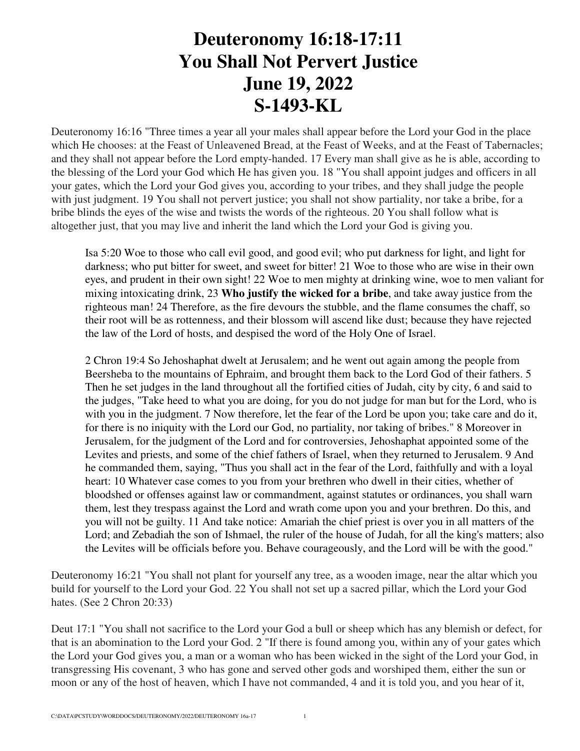# Deuteronomy 16:18-17:11
# You Shall Not Pervert Justice
# June 19, 2022
# S-1493-KL

Deuteronomy 16:16 "Three times a year all your males shall appear before the Lord your God in the place which He chooses: at the Feast of Unleavened Bread, at the Feast of Weeks, and at the Feast of Tabernacles; and they shall not appear before the Lord empty-handed. 17 Every man shall give as he is able, according to the blessing of the Lord your God which He has given you. 18 "You shall appoint judges and officers in all your gates, which the Lord your God gives you, according to your tribes, and they shall judge the people with just judgment. 19 You shall not pervert justice; you shall not show partiality, nor take a bribe, for a bribe blinds the eyes of the wise and twists the words of the righteous. 20 You shall follow what is altogether just, that you may live and inherit the land which the Lord your God is giving you.

> Isa 5:20 Woe to those who call evil good, and good evil; who put darkness for light, and light for darkness; who put bitter for sweet, and sweet for bitter! 21 Woe to those who are wise in their own eyes, and prudent in their own sight! 22 Woe to men mighty at drinking wine, woe to men valiant for mixing intoxicating drink, 23 **Who justify the wicked for a bribe**, and take away justice from the righteous man! 24 Therefore, as the fire devours the stubble, and the flame consumes the chaff, so their root will be as rottenness, and their blossom will ascend like dust; because they have rejected the law of the Lord of hosts, and despised the word of the Holy One of Israel.
>
> 2 Chron 19:4 So Jehoshaphat dwelt at Jerusalem; and he went out again among the people from Beersheba to the mountains of Ephraim, and brought them back to the Lord God of their fathers. 5 Then he set judges in the land throughout all the fortified cities of Judah, city by city, 6 and said to the judges, "Take heed to what you are doing, for you do not judge for man but for the Lord, who is with you in the judgment. 7 Now therefore, let the fear of the Lord be upon you; take care and do it, for there is no iniquity with the Lord our God, no partiality, nor taking of bribes." 8 Moreover in Jerusalem, for the judgment of the Lord and for controversies, Jehoshaphat appointed some of the Levites and priests, and some of the chief fathers of Israel, when they returned to Jerusalem. 9 And he commanded them, saying, "Thus you shall act in the fear of the Lord, faithfully and with a loyal heart: 10 Whatever case comes to you from your brethren who dwell in their cities, whether of bloodshed or offenses against law or commandment, against statutes or ordinances, you shall warn them, lest they trespass against the Lord and wrath come upon you and your brethren. Do this, and you will not be guilty. 11 And take notice: Amariah the chief priest is over you in all matters of the Lord; and Zebadiah the son of Ishmael, the ruler of the house of Judah, for all the king's matters; also the Levites will be officials before you. Behave courageously, and the Lord will be with the good."

Deuteronomy 16:21 "You shall not plant for yourself any tree, as a wooden image, near the altar which you build for yourself to the Lord your God. 22 You shall not set up a sacred pillar, which the Lord your God hates. (See 2 Chron 20:33)

Deut 17:1 "You shall not sacrifice to the Lord your God a bull or sheep which has any blemish or defect, for that is an abomination to the Lord your God. 2 "If there is found among you, within any of your gates which the Lord your God gives you, a man or a woman who has been wicked in the sight of the Lord your God, in transgressing His covenant, 3 who has gone and served other gods and worshiped them, either the sun or moon or any of the host of heaven, which I have not commanded, 4 and it is told you, and you hear of it,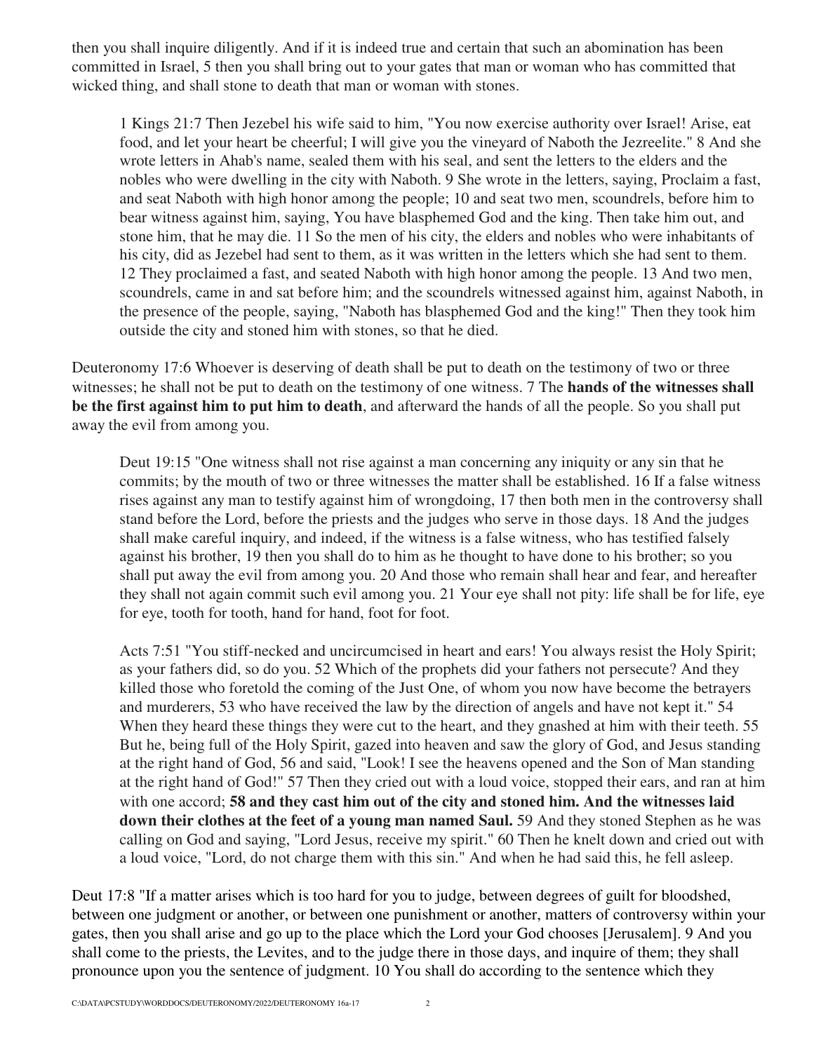then you shall inquire diligently. And if it is indeed true and certain that such an abomination has been committed in Israel, 5 then you shall bring out to your gates that man or woman who has committed that wicked thing, and shall stone to death that man or woman with stones.

> 1 Kings 21:7 Then Jezebel his wife said to him, "You now exercise authority over Israel! Arise, eat food, and let your heart be cheerful; I will give you the vineyard of Naboth the Jezreelite." 8 And she wrote letters in Ahab's name, sealed them with his seal, and sent the letters to the elders and the nobles who were dwelling in the city with Naboth. 9 She wrote in the letters, saying, Proclaim a fast, and seat Naboth with high honor among the people; 10 and seat two men, scoundrels, before him to bear witness against him, saying, You have blasphemed God and the king. Then take him out, and stone him, that he may die. 11 So the men of his city, the elders and nobles who were inhabitants of his city, did as Jezebel had sent to them, as it was written in the letters which she had sent to them. 12 They proclaimed a fast, and seated Naboth with high honor among the people. 13 And two men, scoundrels, came in and sat before him; and the scoundrels witnessed against him, against Naboth, in the presence of the people, saying, "Naboth has blasphemed God and the king!" Then they took him outside the city and stoned him with stones, so that he died.

Deuteronomy 17:6 Whoever is deserving of death shall be put to death on the testimony of two or three witnesses; he shall not be put to death on the testimony of one witness. 7 The **hands of the witnesses shall be the first against him to put him to death**, and afterward the hands of all the people. So you shall put away the evil from among you.

> Deut 19:15 "One witness shall not rise against a man concerning any iniquity or any sin that he commits; by the mouth of two or three witnesses the matter shall be established. 16 If a false witness rises against any man to testify against him of wrongdoing, 17 then both men in the controversy shall stand before the Lord, before the priests and the judges who serve in those days. 18 And the judges shall make careful inquiry, and indeed, if the witness is a false witness, who has testified falsely against his brother, 19 then you shall do to him as he thought to have done to his brother; so you shall put away the evil from among you. 20 And those who remain shall hear and fear, and hereafter they shall not again commit such evil among you. 21 Your eye shall not pity: life shall be for life, eye for eye, tooth for tooth, hand for hand, foot for foot.

> Acts 7:51 "You stiff-necked and uncircumcised in heart and ears! You always resist the Holy Spirit; as your fathers did, so do you. 52 Which of the prophets did your fathers not persecute? And they killed those who foretold the coming of the Just One, of whom you now have become the betrayers and murderers, 53 who have received the law by the direction of angels and have not kept it." 54 When they heard these things they were cut to the heart, and they gnashed at him with their teeth. 55 But he, being full of the Holy Spirit, gazed into heaven and saw the glory of God, and Jesus standing at the right hand of God, 56 and said, "Look! I see the heavens opened and the Son of Man standing at the right hand of God!" 57 Then they cried out with a loud voice, stopped their ears, and ran at him with one accord; **58 and they cast him out of the city and stoned him. And the witnesses laid down their clothes at the feet of a young man named Saul.** 59 And they stoned Stephen as he was calling on God and saying, "Lord Jesus, receive my spirit." 60 Then he knelt down and cried out with a loud voice, "Lord, do not charge them with this sin." And when he had said this, he fell asleep.

Deut 17:8 "If a matter arises which is too hard for you to judge, between degrees of guilt for bloodshed, between one judgment or another, or between one punishment or another, matters of controversy within your gates, then you shall arise and go up to the place which the Lord your God chooses [Jerusalem]. 9 And you shall come to the priests, the Levites, and to the judge there in those days, and inquire of them; they shall pronounce upon you the sentence of judgment. 10 You shall do according to the sentence which they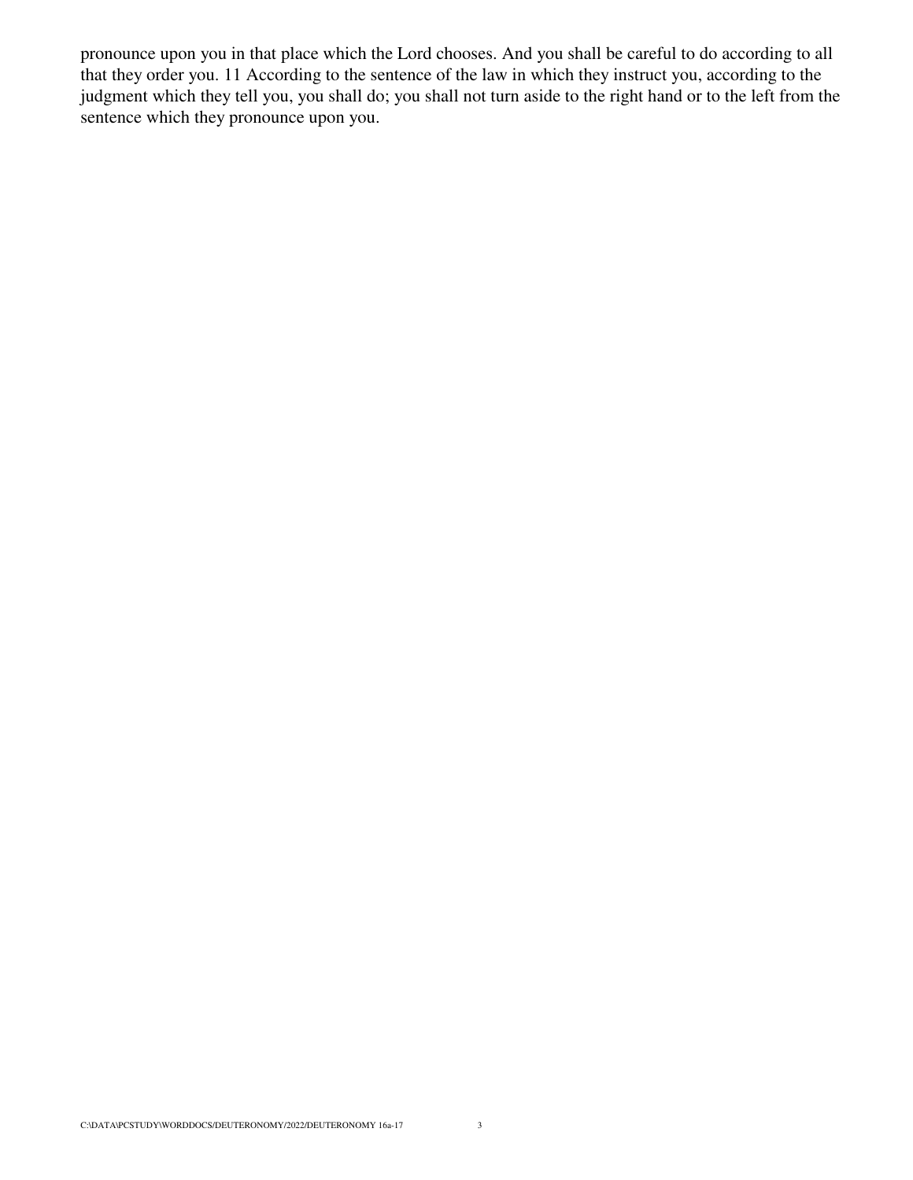pronounce upon you in that place which the Lord chooses. And you shall be careful to do according to all that they order you. 11 According to the sentence of the law in which they instruct you, according to the judgment which they tell you, you shall do; you shall not turn aside to the right hand or to the left from the sentence which they pronounce upon you.